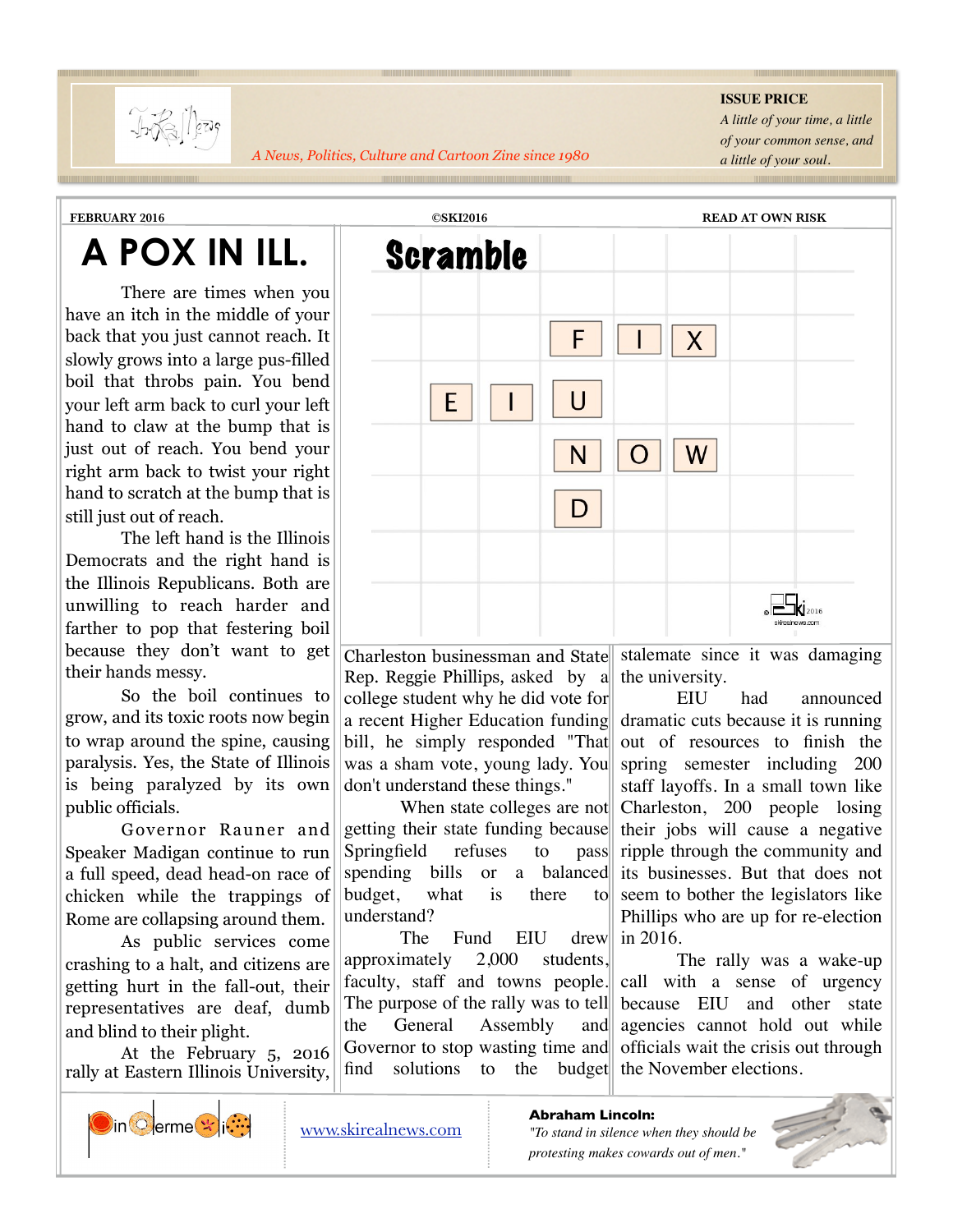A News, Politics, Culture and Cartoon Zine since 1980

**ISSUE PRICE**
*A little of your time, a little of your common sense, and a little of your soul.*

**FEBRUARY 2016** **©SKI2016** **READ AT OWN RISK**

# A POX IN ILL.

There are times when you have an itch in the middle of your back that you just cannot reach. It slowly grows into a large pus-filled boil that throbs pain. You bend your left arm back to curl your left hand to claw at the bump that is just out of reach. You bend your right arm back to twist your right hand to scratch at the bump that is still just out of reach.

The left hand is the Illinois Democrats and the right hand is the Illinois Republicans. Both are unwilling to reach harder and farther to pop that festering boil because they don't want to get their hands messy.

So the boil continues to grow, and its toxic roots now begin to wrap around the spine, causing paralysis. Yes, the State of Illinois is being paralyzed by its own public officials.

Governor Rauner and Speaker Madigan continue to run a full speed, dead head-on race of chicken while the trappings of Rome are collapsing around them.

As public services come crashing to a halt, and citizens are getting hurt in the fall-out, their representatives are deaf, dumb and blind to their plight.

At the February 5, 2016 rally at Eastern Illinois University, Charleston businessman and State Rep. Reggie Phillips, asked by a college student why he did vote for a recent Higher Education funding bill, he simply responded "That was a sham vote, young lady. You don't understand these things."

When state colleges are not getting their state funding because Springfield refuses to pass spending bills or a balanced budget, what is there to understand?

The Fund EIU drew approximately 2,000 students, faculty, staff and towns people. The purpose of the rally was to tell the General Assembly and Governor to stop wasting time and find solutions to the budget stalemate since it was damaging the university.

EIU had announced dramatic cuts because it is running out of resources to finish the spring semester including 200 staff layoffs. In a small town like Charleston, 200 people losing their jobs will cause a negative ripple through the community and its businesses. But that does not seem to bother the legislators like Phillips who are up for re-election in 2016.

The rally was a wake-up call with a sense of urgency because EIU and other state agencies cannot hold out while officials wait the crisis out through the November elections.

## Scramble

| | | | | |
|---|---|---|---|---|
| | | F | I | X |
| E | I | U | | |
| | | N | O | W |
| | | D | | |

www.skirealnews.com

**Abraham Lincoln:**
*"To stand in silence when they should be protesting makes cowards out of men."*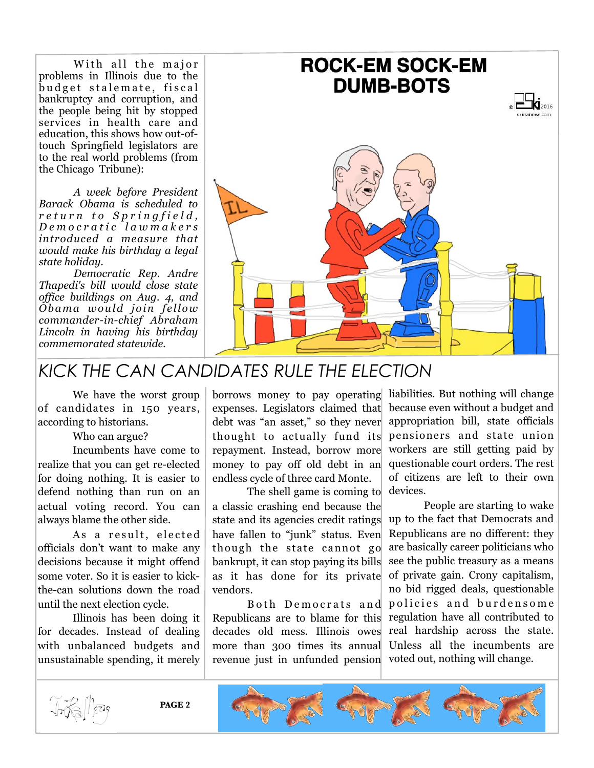With all the major problems in Illinois due to the budget stalemate, fiscal bankruptcy and corruption, and the people being hit by stopped services in health care and education, this shows how out-of-touch Springfield legislators are to the real world problems (from the Chicago Tribune):

*A week before President Barack Obama is scheduled to return to Springfield, Democratic lawmakers introduced a measure that would make his birthday a legal state holiday.*

*Democratic Rep. Andre Thapedi's bill would close state office buildings on Aug. 4, and Obama would join fellow commander-in-chief Abraham Lincoln in having his birthday commemorated statewide.*

## ROCK-EM SOCK-EM DUMB-BOTS

© Eski 2016
skreanews.com

IL

# KICK THE CAN CANDIDATES RULE THE ELECTION

We have the worst group of candidates in 150 years, according to historians.

Who can argue?

Incumbents have come to realize that you can get re-elected for doing nothing. It is easier to defend nothing than run on an actual voting record. You can always blame the other side.

As a result, elected officials don't want to make any decisions because it might offend some voter. So it is easier to kick-the-can solutions down the road until the next election cycle.

Illinois has been doing it for decades. Instead of dealing with unbalanced budgets and unsustainable spending, it merely borrows money to pay operating expenses. Legislators claimed that debt was "an asset," so they never thought to actually fund its repayment. Instead, borrow more money to pay off old debt in an endless cycle of three card Monte.

The shell game is coming to a classic crashing end because the state and its agencies credit ratings have fallen to "junk" status. Even though the state cannot go bankrupt, it can stop paying its bills as it has done for its private vendors.

Both Democrats and Republicans are to blame for this decades old mess. Illinois owes more than 300 times its annual revenue just in unfunded pension liabilities. But nothing will change because even without a budget and appropriation bill, state officials pensioners and state union workers are still getting paid by questionable court orders. The rest of citizens are left to their own devices.

People are starting to wake up to the fact that Democrats and Republicans are no different: they are basically career politicians who see the public treasury as a means of private gain. Crony capitalism, no bid rigged deals, questionable policies and burdensome regulation have all contributed to real hardship across the state. Unless all the incumbents are voted out, nothing will change.